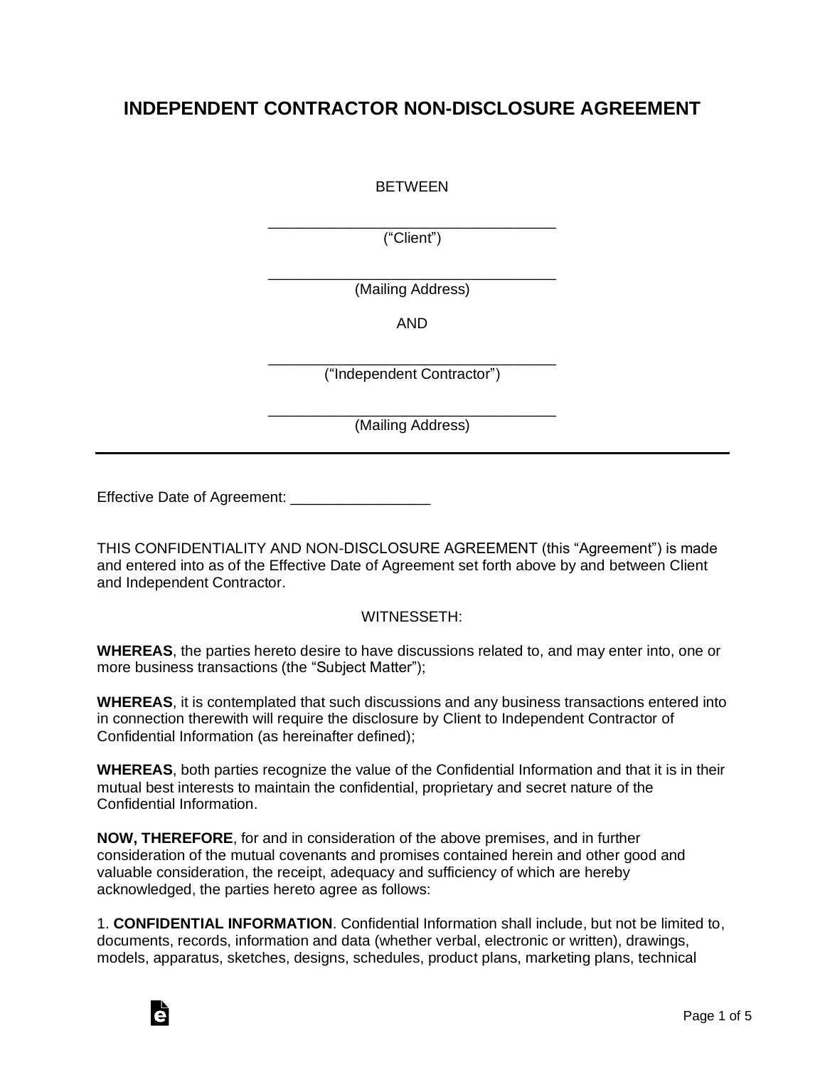# INDEPENDENT CONTRACTOR NON-DISCLOSURE AGREEMENT

BETWEEN

___________________________________
("Client")

___________________________________
(Mailing Address)

AND

___________________________________
("Independent Contractor")

___________________________________
(Mailing Address)

---

Effective Date of Agreement: _________________

THIS CONFIDENTIALITY AND NON-DISCLOSURE AGREEMENT (this "Agreement") is made and entered into as of the Effective Date of Agreement set forth above by and between Client and Independent Contractor.

WITNESSETH:

**WHEREAS**, the parties hereto desire to have discussions related to, and may enter into, one or more business transactions (the "Subject Matter");

**WHEREAS**, it is contemplated that such discussions and any business transactions entered into in connection therewith will require the disclosure by Client to Independent Contractor of Confidential Information (as hereinafter defined);

**WHEREAS**, both parties recognize the value of the Confidential Information and that it is in their mutual best interests to maintain the confidential, proprietary and secret nature of the Confidential Information.

**NOW, THEREFORE**, for and in consideration of the above premises, and in further consideration of the mutual covenants and promises contained herein and other good and valuable consideration, the receipt, adequacy and sufficiency of which are hereby acknowledged, the parties hereto agree as follows:

1. **CONFIDENTIAL INFORMATION**. Confidential Information shall include, but not be limited to, documents, records, information and data (whether verbal, electronic or written), drawings, models, apparatus, sketches, designs, schedules, product plans, marketing plans, technical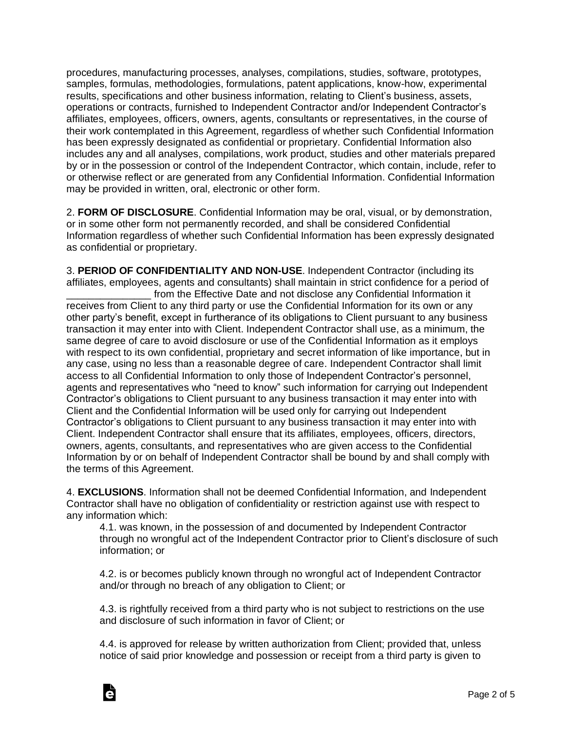procedures, manufacturing processes, analyses, compilations, studies, software, prototypes, samples, formulas, methodologies, formulations, patent applications, know-how, experimental results, specifications and other business information, relating to Client's business, assets, operations or contracts, furnished to Independent Contractor and/or Independent Contractor's affiliates, employees, officers, owners, agents, consultants or representatives, in the course of their work contemplated in this Agreement, regardless of whether such Confidential Information has been expressly designated as confidential or proprietary. Confidential Information also includes any and all analyses, compilations, work product, studies and other materials prepared by or in the possession or control of the Independent Contractor, which contain, include, refer to or otherwise reflect or are generated from any Confidential Information. Confidential Information may be provided in written, oral, electronic or other form.

2. **FORM OF DISCLOSURE**. Confidential Information may be oral, visual, or by demonstration, or in some other form not permanently recorded, and shall be considered Confidential Information regardless of whether such Confidential Information has been expressly designated as confidential or proprietary.

3. **PERIOD OF CONFIDENTIALITY AND NON-USE**. Independent Contractor (including its affiliates, employees, agents and consultants) shall maintain in strict confidence for a period of _______________ from the Effective Date and not disclose any Confidential Information it receives from Client to any third party or use the Confidential Information for its own or any other party's benefit, except in furtherance of its obligations to Client pursuant to any business transaction it may enter into with Client. Independent Contractor shall use, as a minimum, the same degree of care to avoid disclosure or use of the Confidential Information as it employs with respect to its own confidential, proprietary and secret information of like importance, but in any case, using no less than a reasonable degree of care. Independent Contractor shall limit access to all Confidential Information to only those of Independent Contractor's personnel, agents and representatives who "need to know" such information for carrying out Independent Contractor's obligations to Client pursuant to any business transaction it may enter into with Client and the Confidential Information will be used only for carrying out Independent Contractor's obligations to Client pursuant to any business transaction it may enter into with Client. Independent Contractor shall ensure that its affiliates, employees, officers, directors, owners, agents, consultants, and representatives who are given access to the Confidential Information by or on behalf of Independent Contractor shall be bound by and shall comply with the terms of this Agreement.

4. **EXCLUSIONS**. Information shall not be deemed Confidential Information, and Independent Contractor shall have no obligation of confidentiality or restriction against use with respect to any information which:

4.1. was known, in the possession of and documented by Independent Contractor through no wrongful act of the Independent Contractor prior to Client's disclosure of such information; or

4.2. is or becomes publicly known through no wrongful act of Independent Contractor and/or through no breach of any obligation to Client; or

4.3. is rightfully received from a third party who is not subject to restrictions on the use and disclosure of such information in favor of Client; or

4.4. is approved for release by written authorization from Client; provided that, unless notice of said prior knowledge and possession or receipt from a third party is given to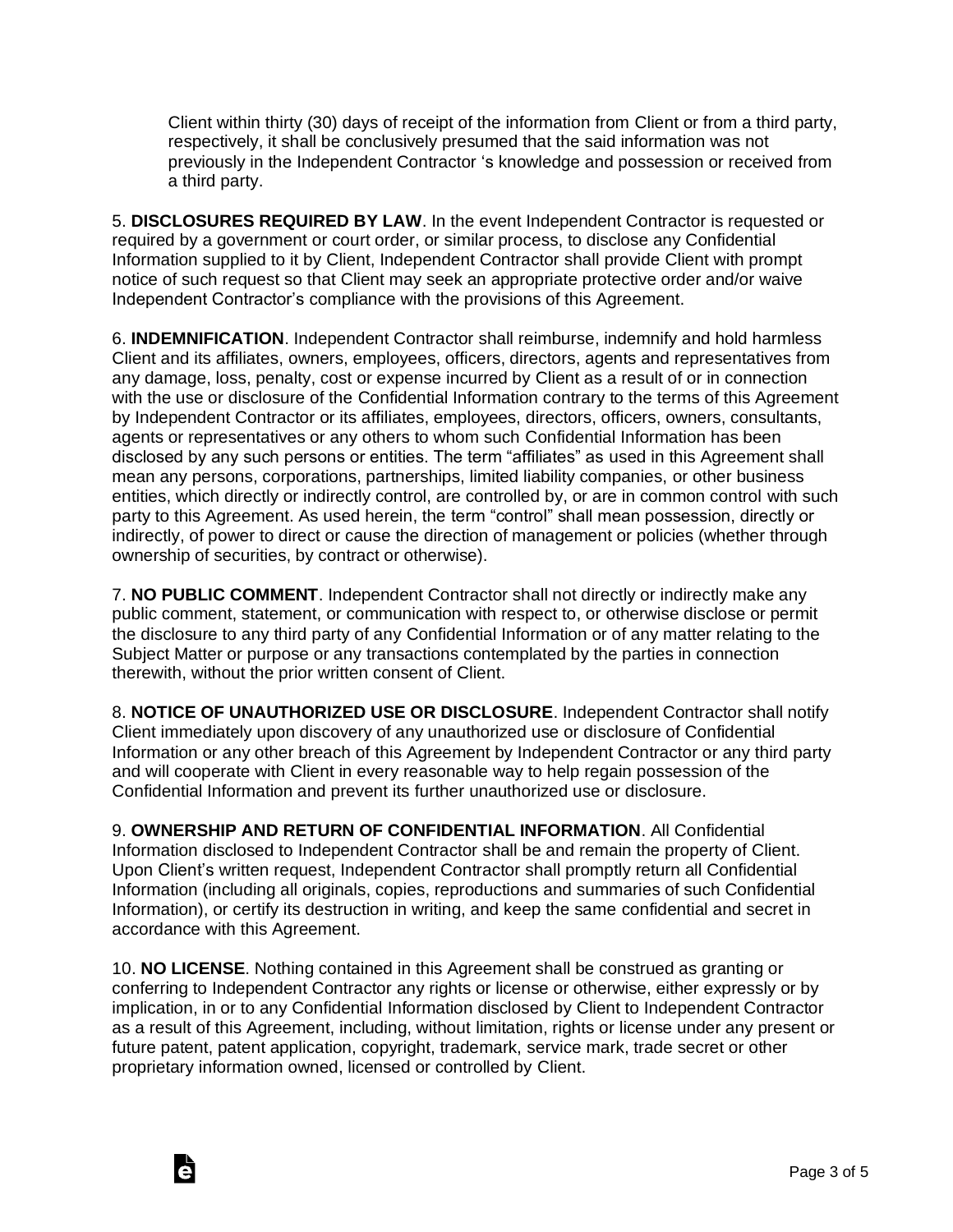Client within thirty (30) days of receipt of the information from Client or from a third party, respectively, it shall be conclusively presumed that the said information was not previously in the Independent Contractor 's knowledge and possession or received from a third party.

5. **DISCLOSURES REQUIRED BY LAW**. In the event Independent Contractor is requested or required by a government or court order, or similar process, to disclose any Confidential Information supplied to it by Client, Independent Contractor shall provide Client with prompt notice of such request so that Client may seek an appropriate protective order and/or waive Independent Contractor's compliance with the provisions of this Agreement.

6. **INDEMNIFICATION**. Independent Contractor shall reimburse, indemnify and hold harmless Client and its affiliates, owners, employees, officers, directors, agents and representatives from any damage, loss, penalty, cost or expense incurred by Client as a result of or in connection with the use or disclosure of the Confidential Information contrary to the terms of this Agreement by Independent Contractor or its affiliates, employees, directors, officers, owners, consultants, agents or representatives or any others to whom such Confidential Information has been disclosed by any such persons or entities. The term "affiliates" as used in this Agreement shall mean any persons, corporations, partnerships, limited liability companies, or other business entities, which directly or indirectly control, are controlled by, or are in common control with such party to this Agreement. As used herein, the term "control" shall mean possession, directly or indirectly, of power to direct or cause the direction of management or policies (whether through ownership of securities, by contract or otherwise).

7. **NO PUBLIC COMMENT**. Independent Contractor shall not directly or indirectly make any public comment, statement, or communication with respect to, or otherwise disclose or permit the disclosure to any third party of any Confidential Information or of any matter relating to the Subject Matter or purpose or any transactions contemplated by the parties in connection therewith, without the prior written consent of Client.

8. **NOTICE OF UNAUTHORIZED USE OR DISCLOSURE**. Independent Contractor shall notify Client immediately upon discovery of any unauthorized use or disclosure of Confidential Information or any other breach of this Agreement by Independent Contractor or any third party and will cooperate with Client in every reasonable way to help regain possession of the Confidential Information and prevent its further unauthorized use or disclosure.

9. **OWNERSHIP AND RETURN OF CONFIDENTIAL INFORMATION**. All Confidential Information disclosed to Independent Contractor shall be and remain the property of Client. Upon Client's written request, Independent Contractor shall promptly return all Confidential Information (including all originals, copies, reproductions and summaries of such Confidential Information), or certify its destruction in writing, and keep the same confidential and secret in accordance with this Agreement.

10. **NO LICENSE**. Nothing contained in this Agreement shall be construed as granting or conferring to Independent Contractor any rights or license or otherwise, either expressly or by implication, in or to any Confidential Information disclosed by Client to Independent Contractor as a result of this Agreement, including, without limitation, rights or license under any present or future patent, patent application, copyright, trademark, service mark, trade secret or other proprietary information owned, licensed or controlled by Client.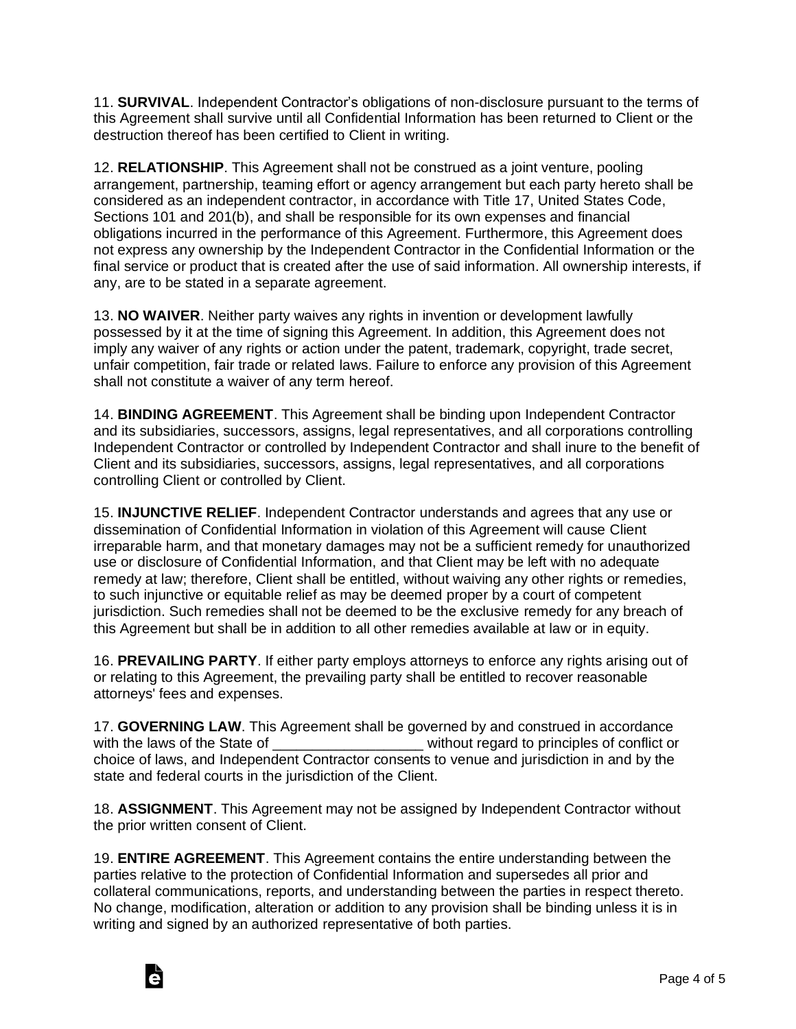11. **SURVIVAL**. Independent Contractor's obligations of non-disclosure pursuant to the terms of this Agreement shall survive until all Confidential Information has been returned to Client or the destruction thereof has been certified to Client in writing.

12. **RELATIONSHIP**. This Agreement shall not be construed as a joint venture, pooling arrangement, partnership, teaming effort or agency arrangement but each party hereto shall be considered as an independent contractor, in accordance with Title 17, United States Code, Sections 101 and 201(b), and shall be responsible for its own expenses and financial obligations incurred in the performance of this Agreement. Furthermore, this Agreement does not express any ownership by the Independent Contractor in the Confidential Information or the final service or product that is created after the use of said information. All ownership interests, if any, are to be stated in a separate agreement.

13. **NO WAIVER**. Neither party waives any rights in invention or development lawfully possessed by it at the time of signing this Agreement. In addition, this Agreement does not imply any waiver of any rights or action under the patent, trademark, copyright, trade secret, unfair competition, fair trade or related laws. Failure to enforce any provision of this Agreement shall not constitute a waiver of any term hereof.

14. **BINDING AGREEMENT**. This Agreement shall be binding upon Independent Contractor and its subsidiaries, successors, assigns, legal representatives, and all corporations controlling Independent Contractor or controlled by Independent Contractor and shall inure to the benefit of Client and its subsidiaries, successors, assigns, legal representatives, and all corporations controlling Client or controlled by Client.

15. **INJUNCTIVE RELIEF**. Independent Contractor understands and agrees that any use or dissemination of Confidential Information in violation of this Agreement will cause Client irreparable harm, and that monetary damages may not be a sufficient remedy for unauthorized use or disclosure of Confidential Information, and that Client may be left with no adequate remedy at law; therefore, Client shall be entitled, without waiving any other rights or remedies, to such injunctive or equitable relief as may be deemed proper by a court of competent jurisdiction. Such remedies shall not be deemed to be the exclusive remedy for any breach of this Agreement but shall be in addition to all other remedies available at law or in equity.

16. **PREVAILING PARTY**. If either party employs attorneys to enforce any rights arising out of or relating to this Agreement, the prevailing party shall be entitled to recover reasonable attorneys' fees and expenses.

17. **GOVERNING LAW**. This Agreement shall be governed by and construed in accordance with the laws of the State of __________________ without regard to principles of conflict or choice of laws, and Independent Contractor consents to venue and jurisdiction in and by the state and federal courts in the jurisdiction of the Client.

18. **ASSIGNMENT**. This Agreement may not be assigned by Independent Contractor without the prior written consent of Client.

19. **ENTIRE AGREEMENT**. This Agreement contains the entire understanding between the parties relative to the protection of Confidential Information and supersedes all prior and collateral communications, reports, and understanding between the parties in respect thereto. No change, modification, alteration or addition to any provision shall be binding unless it is in writing and signed by an authorized representative of both parties.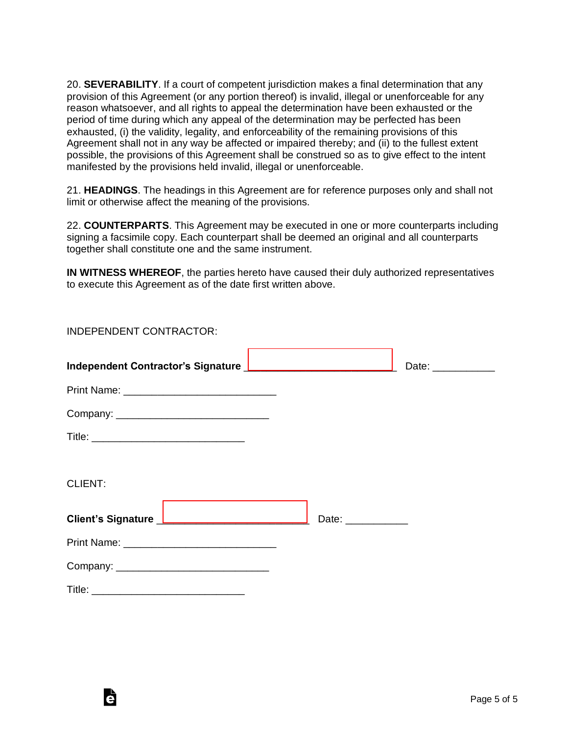20. **SEVERABILITY**. If a court of competent jurisdiction makes a final determination that any provision of this Agreement (or any portion thereof) is invalid, illegal or unenforceable for any reason whatsoever, and all rights to appeal the determination have been exhausted or the period of time during which any appeal of the determination may be perfected has been exhausted, (i) the validity, legality, and enforceability of the remaining provisions of this Agreement shall not in any way be affected or impaired thereby; and (ii) to the fullest extent possible, the provisions of this Agreement shall be construed so as to give effect to the intent manifested by the provisions held invalid, illegal or unenforceable.

21. **HEADINGS**. The headings in this Agreement are for reference purposes only and shall not limit or otherwise affect the meaning of the provisions.

22. **COUNTERPARTS**. This Agreement may be executed in one or more counterparts including signing a facsimile copy. Each counterpart shall be deemed an original and all counterparts together shall constitute one and the same instrument.

**IN WITNESS WHEREOF**, the parties hereto have caused their duly authorized representatives to execute this Agreement as of the date first written above.

INDEPENDENT CONTRACTOR:

**Independent Contractor's Signature** ___________________________ Date: ___________

Print Name: ___________________________

Company: ___________________________

Title: ___________________________

CLIENT:

**Client's Signature** ___________________________ Date: ___________

Print Name: ___________________________

Company: ___________________________

Title: ___________________________